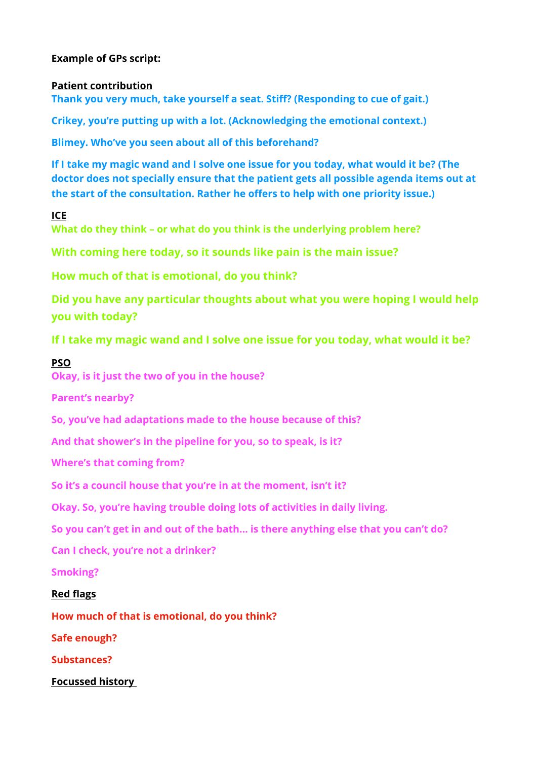**Example of GPs script:**

**Patient contribution**

**Thank you very much, take yourself a seat. Stiff? (Responding to cue of gait.)**

**Crikey, you're putting up with a lot. (Acknowledging the emotional context.)**

**Blimey. Who've you seen about all of this beforehand?**

**If I take my magic wand and I solve one issue for you today, what would it be? (The doctor does not specially ensure that the patient gets all possible agenda items out at the start of the consultation. Rather he offers to help with one priority issue.)**

**ICE**

**What do they think – or what do you think is the underlying problem here?**

**With coming here today, so it sounds like pain is the main issue?**

**How much of that is emotional, do you think?**

**Did you have any particular thoughts about what you were hoping I would help you with today?**

**If I take my magic wand and I solve one issue for you today, what would it be?**

**PSO**

**Okay, is it just the two of you in the house?**

**Parent's nearby?**

**So, you've had adaptations made to the house because of this?**

**And that shower's in the pipeline for you, so to speak, is it?**

**Where's that coming from?**

**So it's a council house that you're in at the moment, isn't it?**

**Okay. So, you're having trouble doing lots of activities in daily living.**

**So you can't get in and out of the bath… is there anything else that you can't do?**

**Can I check, you're not a drinker?**

**Smoking?**

**Red flags**

**How much of that is emotional, do you think?**

**Safe enough?**

**Substances?**

**Focussed history**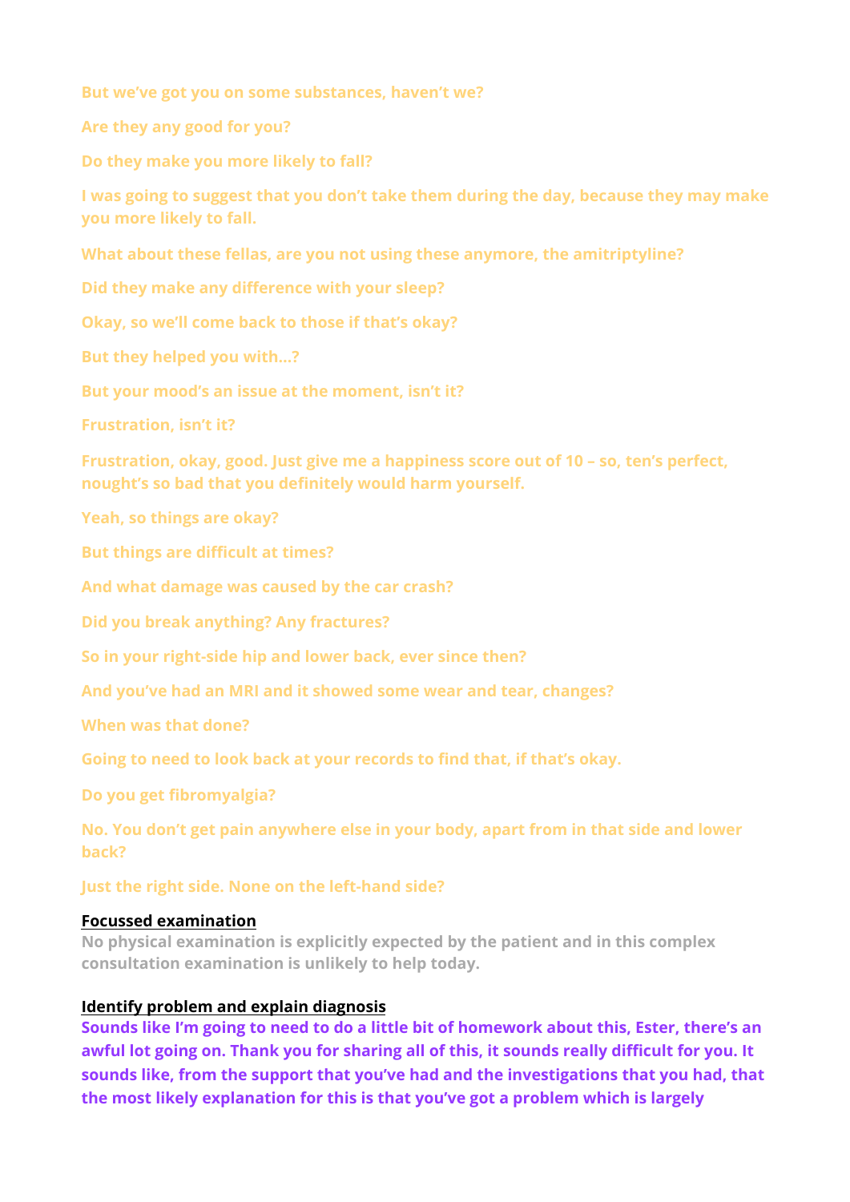But we've got you on some substances, haven't we?

Are they any good for you?

Do they make you more likely to fall?

I was going to suggest that you don't take them during the day, because they may make you more likely to fall.

What about these fellas, are you not using these anymore, the amitriptyline?

Did they make any difference with your sleep?

Okay, so we'll come back to those if that's okay?

But they helped you with...?

But your mood's an issue at the moment, isn't it?

Frustration, isn't it?

Frustration, okay, good. Just give me a happiness score out of 10 – so, ten's perfect, nought's so bad that you definitely would harm yourself.

Yeah, so things are okay?

But things are difficult at times?

And what damage was caused by the car crash?

Did you break anything? Any fractures?

So in your right-side hip and lower back, ever since then?

And you've had an MRI and it showed some wear and tear, changes?

When was that done?

Going to need to look back at your records to find that, if that's okay.

Do you get fibromyalgia?

No. You don't get pain anywhere else in your body, apart from in that side and lower back?

Just the right side. None on the left-hand side?

**Focussed examination**

**No physical examination is explicitly expected by the patient and in this complex consultation examination is unlikely to help today.**

**Identify problem and explain diagnosis**

**Sounds like I'm going to need to do a little bit of homework about this, Ester, there's an awful lot going on. Thank you for sharing all of this, it sounds really difficult for you. It sounds like, from the support that you've had and the investigations that you had, that the most likely explanation for this is that you've got a problem which is largely**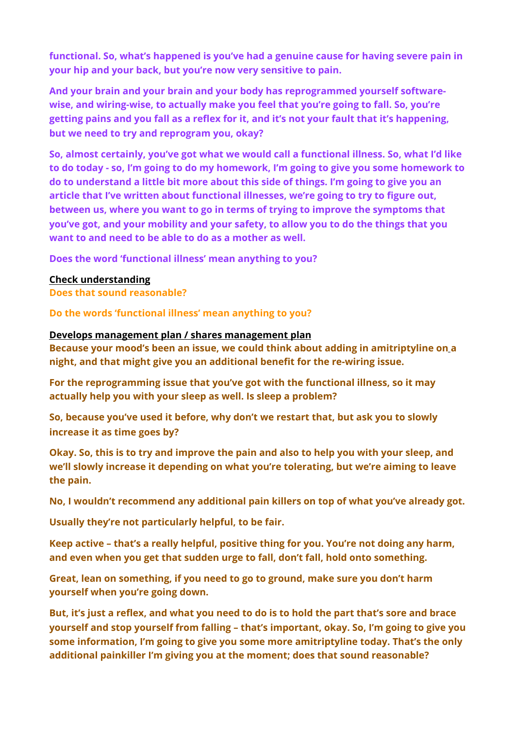**functional. So, what's happened is you've had a genuine cause for having severe pain in your hip and your back, but you're now very sensitive to pain.**

**And your brain and your brain and your body has reprogrammed yourself software-wise, and wiring-wise, to actually make you feel that you're going to fall. So, you're getting pains and you fall as a reflex for it, and it's not your fault that it's happening, but we need to try and reprogram you, okay?**

**So, almost certainly, you've got what we would call a functional illness. So, what I'd like to do today - so, I'm going to do my homework, I'm going to give you some homework to do to understand a little bit more about this side of things. I'm going to give you an article that I've written about functional illnesses, we're going to try to figure out, between us, where you want to go in terms of trying to improve the symptoms that you've got, and your mobility and your safety, to allow you to do the things that you want to and need to be able to do as a mother as well.**

**Does the word 'functional illness' mean anything to you?**

<u>**Check understanding**</u>

**Does that sound reasonable?**

**Do the words 'functional illness' mean anything to you?**

<u>**Develops management plan / shares management plan**</u>

**Because your mood's been an issue, we could think about adding in amitriptyline on a night, and that might give you an additional benefit for the re-wiring issue.**

**For the reprogramming issue that you've got with the functional illness, so it may actually help you with your sleep as well. Is sleep a problem?**

**So, because you've used it before, why don't we restart that, but ask you to slowly increase it as time goes by?**

**Okay. So, this is to try and improve the pain and also to help you with your sleep, and we'll slowly increase it depending on what you're tolerating, but we're aiming to leave the pain.**

**No, I wouldn't recommend any additional pain killers on top of what you've already got.**

**Usually they're not particularly helpful, to be fair.**

**Keep active – that's a really helpful, positive thing for you. You're not doing any harm, and even when you get that sudden urge to fall, don't fall, hold onto something.**

**Great, lean on something, if you need to go to ground, make sure you don't harm yourself when you're going down.**

**But, it's just a reflex, and what you need to do is to hold the part that's sore and brace yourself and stop yourself from falling – that's important, okay. So, I'm going to give you some information, I'm going to give you some more amitriptyline today. That's the only additional painkiller I'm giving you at the moment; does that sound reasonable?**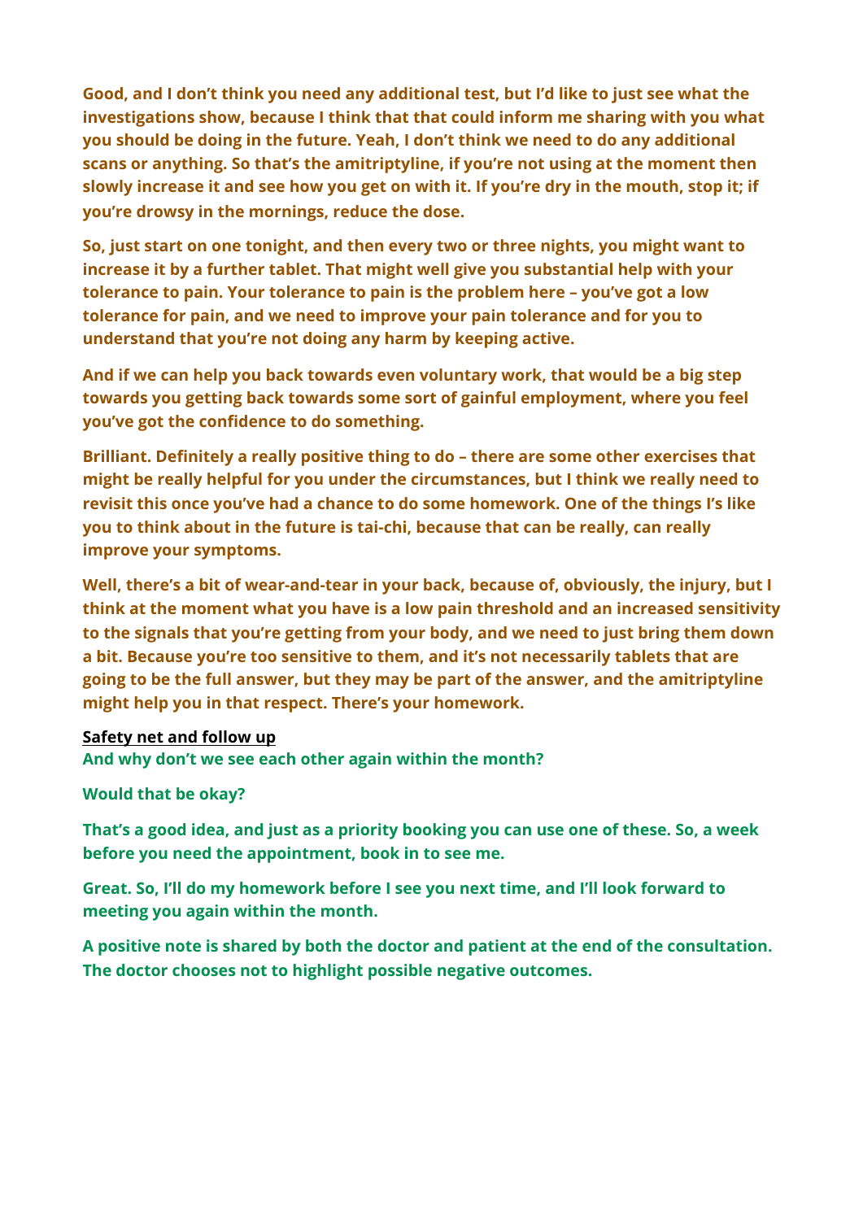**Good, and I don't think you need any additional test, but I'd like to just see what the investigations show, because I think that that could inform me sharing with you what you should be doing in the future. Yeah, I don't think we need to do any additional scans or anything. So that's the amitriptyline, if you're not using at the moment then slowly increase it and see how you get on with it. If you're dry in the mouth, stop it; if you're drowsy in the mornings, reduce the dose.**

**So, just start on one tonight, and then every two or three nights, you might want to increase it by a further tablet. That might well give you substantial help with your tolerance to pain. Your tolerance to pain is the problem here – you've got a low tolerance for pain, and we need to improve your pain tolerance and for you to understand that you're not doing any harm by keeping active.**

**And if we can help you back towards even voluntary work, that would be a big step towards you getting back towards some sort of gainful employment, where you feel you've got the confidence to do something.**

**Brilliant. Definitely a really positive thing to do – there are some other exercises that might be really helpful for you under the circumstances, but I think we really need to revisit this once you've had a chance to do some homework. One of the things I's like you to think about in the future is tai-chi, because that can be really, can really improve your symptoms.**

**Well, there's a bit of wear-and-tear in your back, because of, obviously, the injury, but I think at the moment what you have is a low pain threshold and an increased sensitivity to the signals that you're getting from your body, and we need to just bring them down a bit. Because you're too sensitive to them, and it's not necessarily tablets that are going to be the full answer, but they may be part of the answer, and the amitriptyline might help you in that respect. There's your homework.**

**<u>Safety net and follow up</u>**

**And why don't we see each other again within the month?**

**Would that be okay?**

**That's a good idea, and just as a priority booking you can use one of these. So, a week before you need the appointment, book in to see me.**

**Great. So, I'll do my homework before I see you next time, and I'll look forward to meeting you again within the month.**

**A positive note is shared by both the doctor and patient at the end of the consultation. The doctor chooses not to highlight possible negative outcomes.**